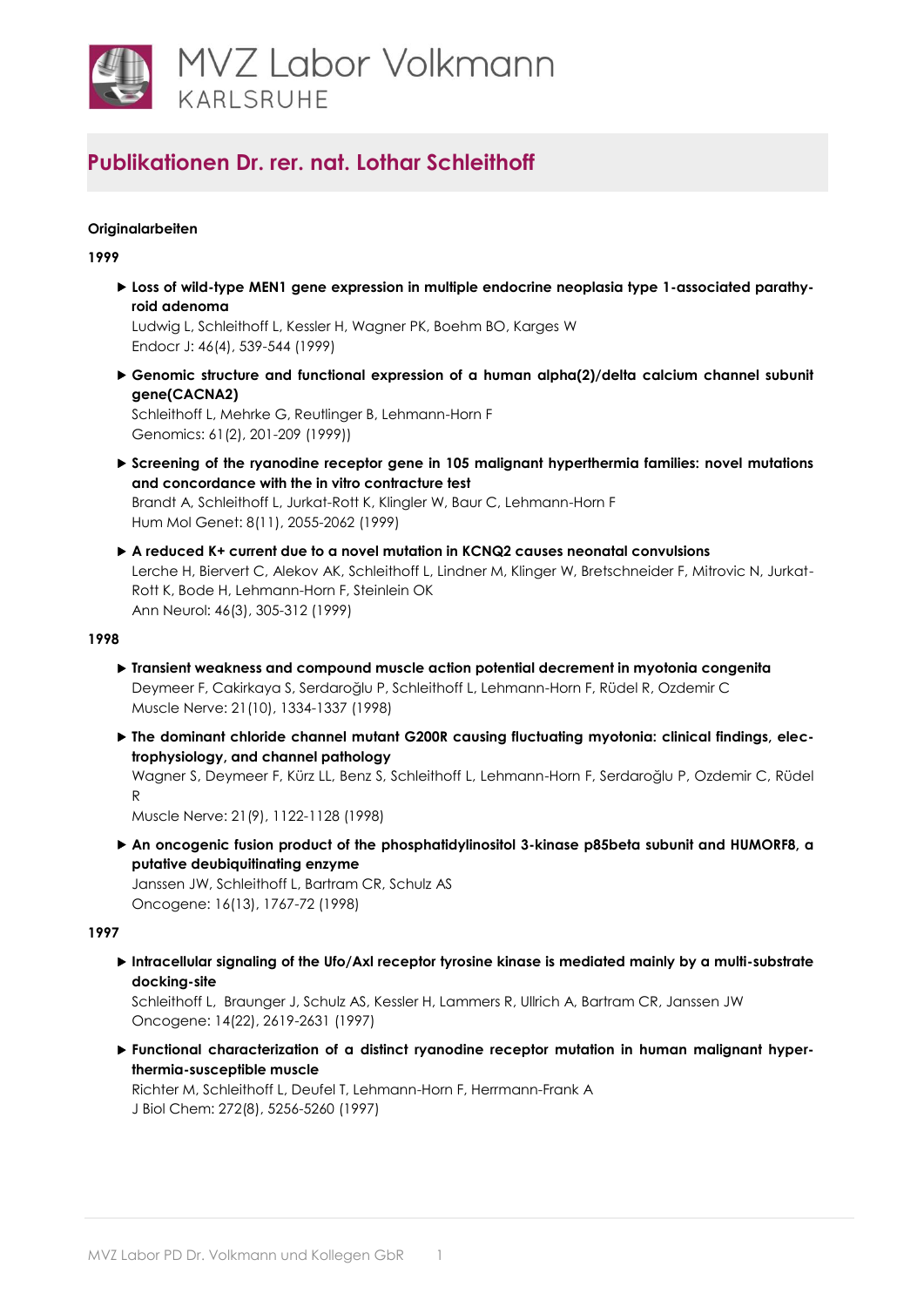MVZ Labor Volkmann
KARLSRUHE

# Publikationen Dr. rer. nat. Lothar Schleithoff

**Originalarbeiten**

**1999**

- **Loss of wild-type MEN1 gene expression in multiple endocrine neoplasia type 1-associated parathyroid adenoma**
  Ludwig L, Schleithoff L, Kessler H, Wagner PK, Boehm BO, Karges W
  Endocr J: 46(4), 539-544 (1999)

- **Genomic structure and functional expression of a human alpha(2)/delta calcium channel subunit gene(CACNA2)**
  Schleithoff L, Mehrke G, Reutlinger B, Lehmann-Horn F
  Genomics: 61(2), 201-209 (1999))

- **Screening of the ryanodine receptor gene in 105 malignant hyperthermia families: novel mutations and concordance with the in vitro contracture test**
  Brandt A, Schleithoff L, Jurkat-Rott K, Klingler W, Baur C, Lehmann-Horn F
  Hum Mol Genet: 8(11), 2055-2062 (1999)

- **A reduced K+ current due to a novel mutation in KCNQ2 causes neonatal convulsions**
  Lerche H, Biervert C, Alekov AK, Schleithoff L, Lindner M, Klinger W, Bretschneider F, Mitrovic N, Jurkat-Rott K, Bode H, Lehmann-Horn F, Steinlein OK
  Ann Neurol: 46(3), 305-312 (1999)

**1998**

- **Transient weakness and compound muscle action potential decrement in myotonia congenita**
  Deymeer F, Cakirkaya S, Serdaroğlu P, Schleithoff L, Lehmann-Horn F, Rüdel R, Ozdemir C
  Muscle Nerve: 21(10), 1334-1337 (1998)

- **The dominant chloride channel mutant G200R causing fluctuating myotonia: clinical findings, electrophysiology, and channel pathology**
  Wagner S, Deymeer F, Kürz LL, Benz S, Schleithoff L, Lehmann-Horn F, Serdaroğlu P, Ozdemir C, Rüdel R
  Muscle Nerve: 21(9), 1122-1128 (1998)

- **An oncogenic fusion product of the phosphatidylinositol 3-kinase p85beta subunit and HUMORF8, a putative deubiquitinating enzyme**
  Janssen JW, Schleithoff L, Bartram CR, Schulz AS
  Oncogene: 16(13), 1767-72 (1998)

**1997**

- **Intracellular signaling of the Ufo/Axl receptor tyrosine kinase is mediated mainly by a multi-substrate docking-site**
  Schleithoff L, Braunger J, Schulz AS, Kessler H, Lammers R, Ullrich A, Bartram CR, Janssen JW
  Oncogene: 14(22), 2619-2631 (1997)

- **Functional characterization of a distinct ryanodine receptor mutation in human malignant hyperthermia-susceptible muscle**
  Richter M, Schleithoff L, Deufel T, Lehmann-Horn F, Herrmann-Frank A
  J Biol Chem: 272(8), 5256-5260 (1997)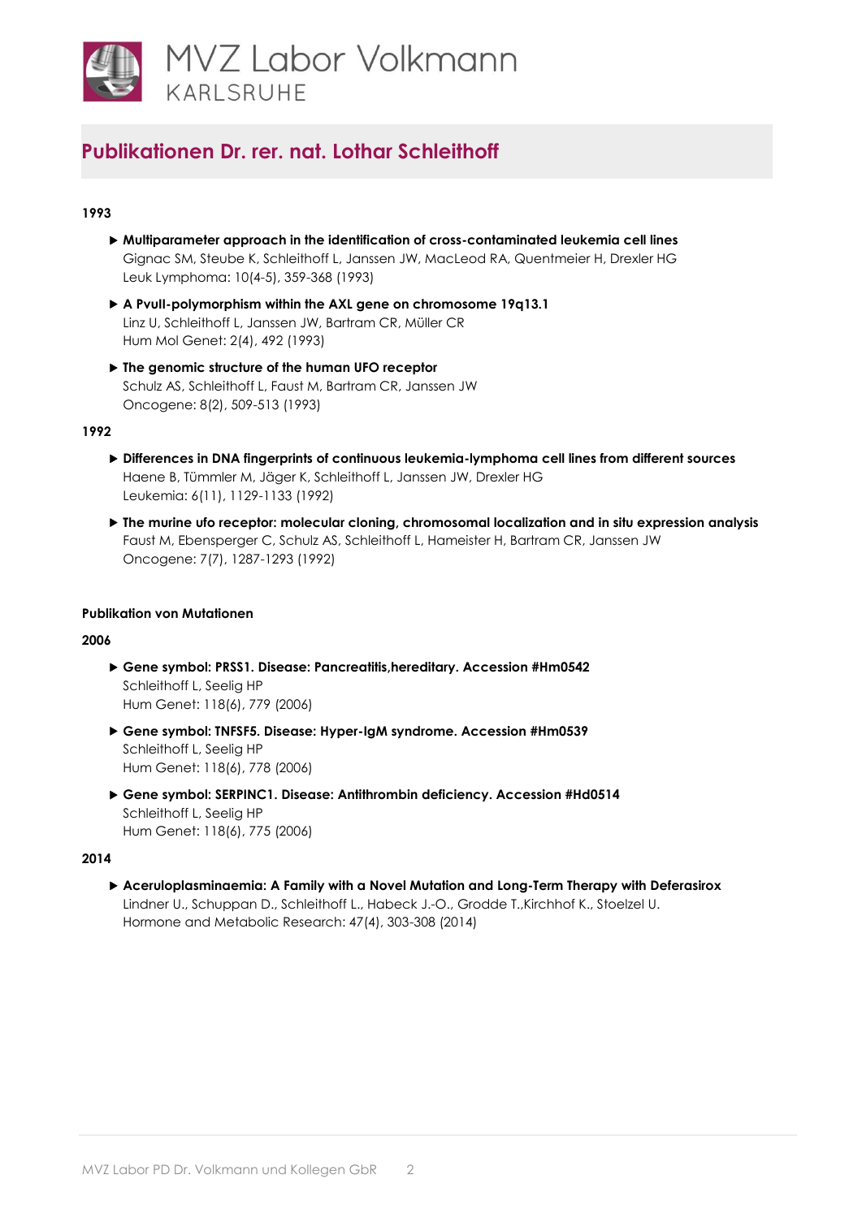# Publikationen Dr. rer. nat. Lothar Schleithoff

**1993**

- **Multiparameter approach in the identification of cross-contaminated leukemia cell lines**  
  Gignac SM, Steube K, Schleithoff L, Janssen JW, MacLeod RA, Quentmeier H, Drexler HG  
  Leuk Lymphoma: 10(4-5), 359-368 (1993)
- **A PvuII-polymorphism within the AXL gene on chromosome 19q13.1**  
  Linz U, Schleithoff L, Janssen JW, Bartram CR, Müller CR  
  Hum Mol Genet: 2(4), 492 (1993)
- **The genomic structure of the human UFO receptor**  
  Schulz AS, Schleithoff L, Faust M, Bartram CR, Janssen JW  
  Oncogene: 8(2), 509-513 (1993)

**1992**

- **Differences in DNA fingerprints of continuous leukemia-lymphoma cell lines from different sources**  
  Haene B, Tümmler M, Jäger K, Schleithoff L, Janssen JW, Drexler HG  
  Leukemia: 6(11), 1129-1133 (1992)
- **The murine ufo receptor: molecular cloning, chromosomal localization and in situ expression analysis**  
  Faust M, Ebensperger C, Schulz AS, Schleithoff L, Hameister H, Bartram CR, Janssen JW  
  Oncogene: 7(7), 1287-1293 (1992)

**Publikation von Mutationen**

**2006**

- **Gene symbol: PRSS1. Disease: Pancreatitis,hereditary. Accession #Hm0542**  
  Schleithoff L, Seelig HP  
  Hum Genet: 118(6), 779 (2006)
- **Gene symbol: TNFSF5. Disease: Hyper-IgM syndrome. Accession #Hm0539**  
  Schleithoff L, Seelig HP  
  Hum Genet: 118(6), 778 (2006)
- **Gene symbol: SERPINC1. Disease: Antithrombin deficiency. Accession #Hd0514**  
  Schleithoff L, Seelig HP  
  Hum Genet: 118(6), 775 (2006)

**2014**

- **Aceruloplasminaemia: A Family with a Novel Mutation and Long-Term Therapy with Deferasirox**  
  Lindner U., Schuppan D., Schleithoff L., Habeck J.-O., Grodde T.,Kirchhof K., Stoelzel U.  
  Hormone and Metabolic Research: 47(4), 303-308 (2014)